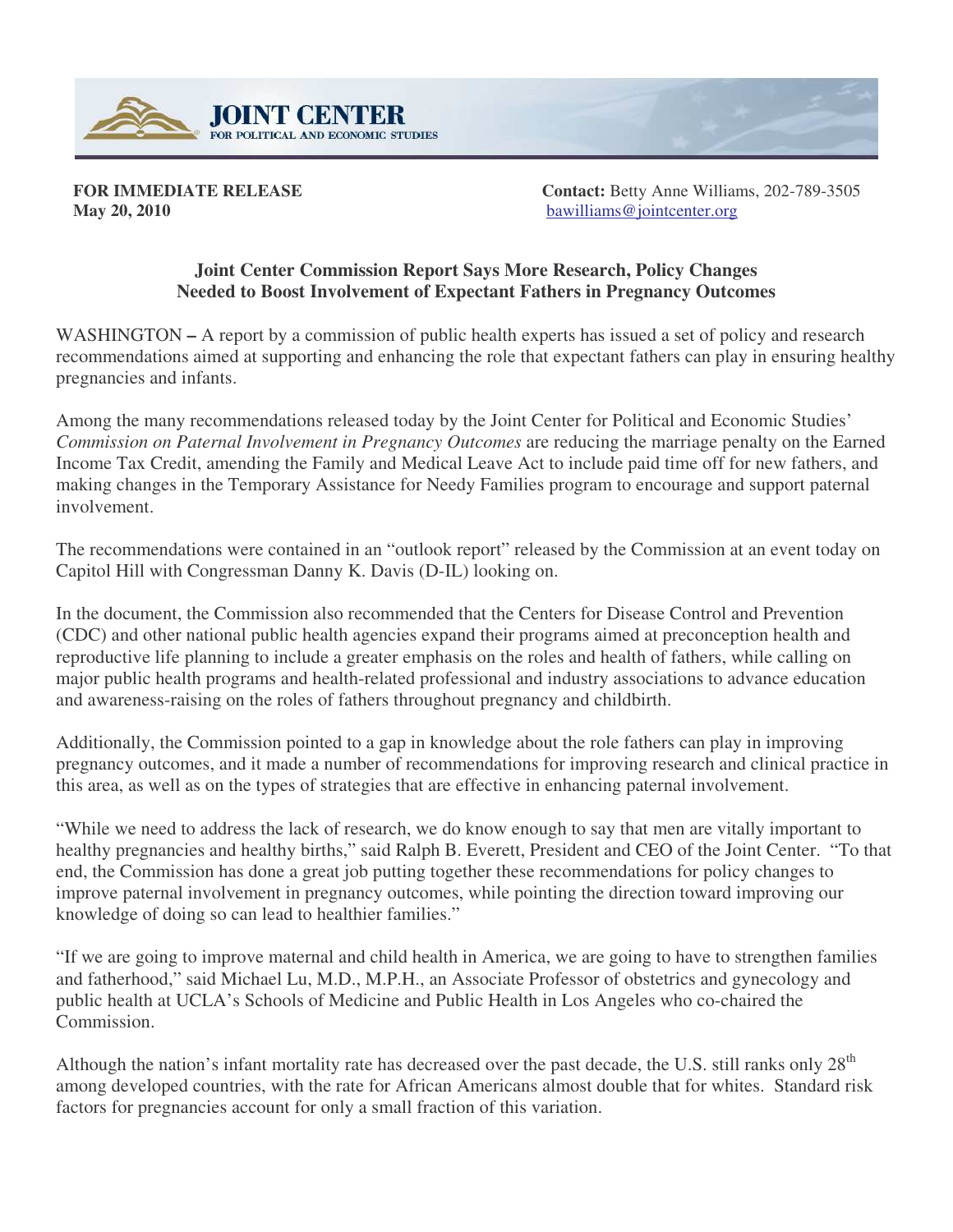**JOINT CENTER**
FOR POLITICAL AND ECONOMIC STUDIES

**FOR IMMEDIATE RELEASE**
**May 20, 2010**

**Contact:** Betty Anne Williams, 202-789-3505
bawilliams@jointcenter.org

## Joint Center Commission Report Says More Research, Policy Changes Needed to Boost Involvement of Expectant Fathers in Pregnancy Outcomes

WASHINGTON **–** A report by a commission of public health experts has issued a set of policy and research recommendations aimed at supporting and enhancing the role that expectant fathers can play in ensuring healthy pregnancies and infants.

Among the many recommendations released today by the Joint Center for Political and Economic Studies' *Commission on Paternal Involvement in Pregnancy Outcomes* are reducing the marriage penalty on the Earned Income Tax Credit, amending the Family and Medical Leave Act to include paid time off for new fathers, and making changes in the Temporary Assistance for Needy Families program to encourage and support paternal involvement.

The recommendations were contained in an "outlook report" released by the Commission at an event today on Capitol Hill with Congressman Danny K. Davis (D-IL) looking on.

In the document, the Commission also recommended that the Centers for Disease Control and Prevention (CDC) and other national public health agencies expand their programs aimed at preconception health and reproductive life planning to include a greater emphasis on the roles and health of fathers, while calling on major public health programs and health-related professional and industry associations to advance education and awareness-raising on the roles of fathers throughout pregnancy and childbirth.

Additionally, the Commission pointed to a gap in knowledge about the role fathers can play in improving pregnancy outcomes, and it made a number of recommendations for improving research and clinical practice in this area, as well as on the types of strategies that are effective in enhancing paternal involvement.

"While we need to address the lack of research, we do know enough to say that men are vitally important to healthy pregnancies and healthy births," said Ralph B. Everett, President and CEO of the Joint Center. "To that end, the Commission has done a great job putting together these recommendations for policy changes to improve paternal involvement in pregnancy outcomes, while pointing the direction toward improving our knowledge of doing so can lead to healthier families."

"If we are going to improve maternal and child health in America, we are going to have to strengthen families and fatherhood," said Michael Lu, M.D., M.P.H., an Associate Professor of obstetrics and gynecology and public health at UCLA's Schools of Medicine and Public Health in Los Angeles who co-chaired the Commission.

Although the nation's infant mortality rate has decreased over the past decade, the U.S. still ranks only 28th among developed countries, with the rate for African Americans almost double that for whites. Standard risk factors for pregnancies account for only a small fraction of this variation.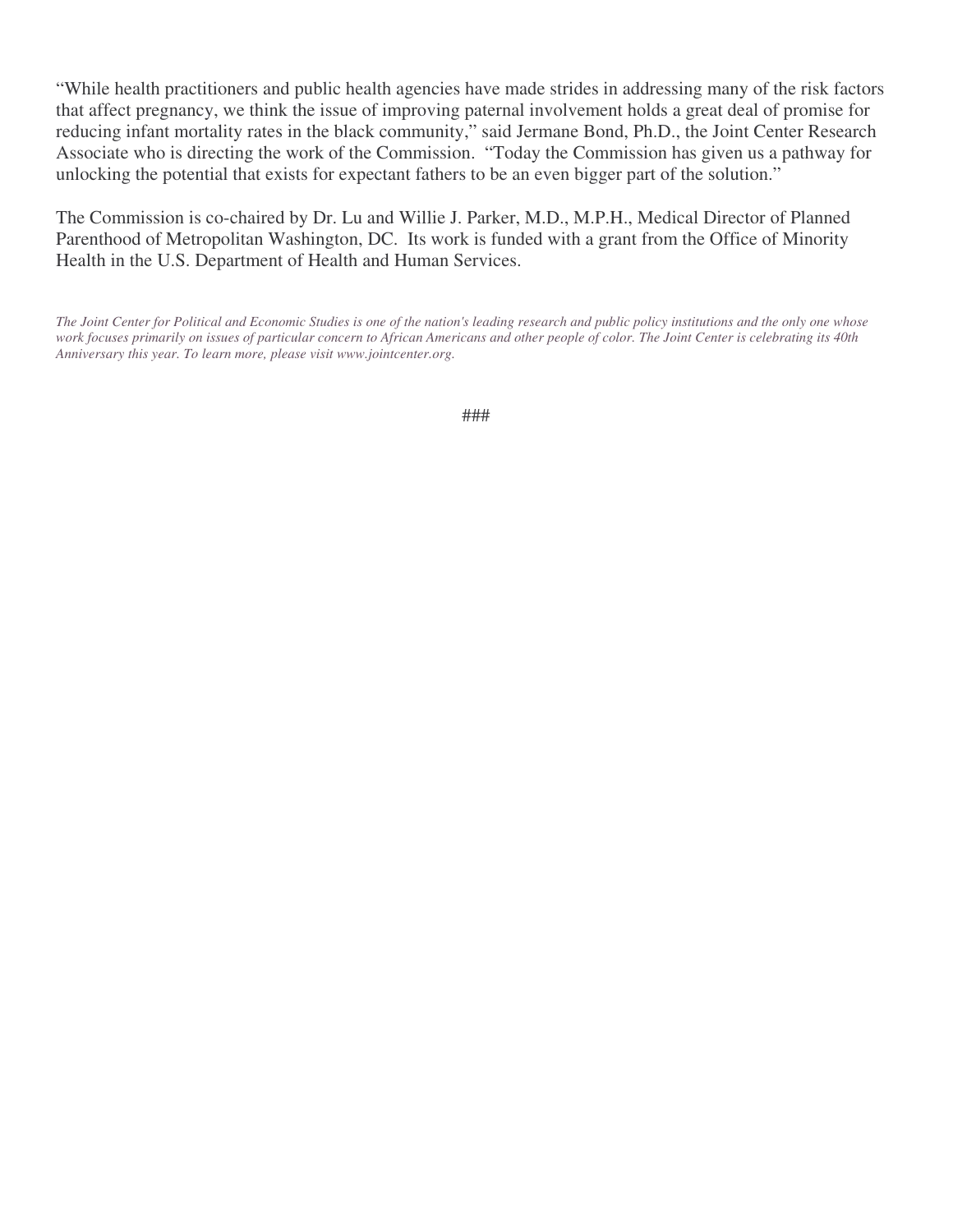"While health practitioners and public health agencies have made strides in addressing many of the risk factors that affect pregnancy, we think the issue of improving paternal involvement holds a great deal of promise for reducing infant mortality rates in the black community," said Jermane Bond, Ph.D., the Joint Center Research Associate who is directing the work of the Commission. "Today the Commission has given us a pathway for unlocking the potential that exists for expectant fathers to be an even bigger part of the solution."

The Commission is co-chaired by Dr. Lu and Willie J. Parker, M.D., M.P.H., Medical Director of Planned Parenthood of Metropolitan Washington, DC. Its work is funded with a grant from the Office of Minority Health in the U.S. Department of Health and Human Services.

*The Joint Center for Political and Economic Studies is one of the nation's leading research and public policy institutions and the only one whose work focuses primarily on issues of particular concern to African Americans and other people of color. The Joint Center is celebrating its 40th Anniversary this year. To learn more, please visit www.jointcenter.org.*

###